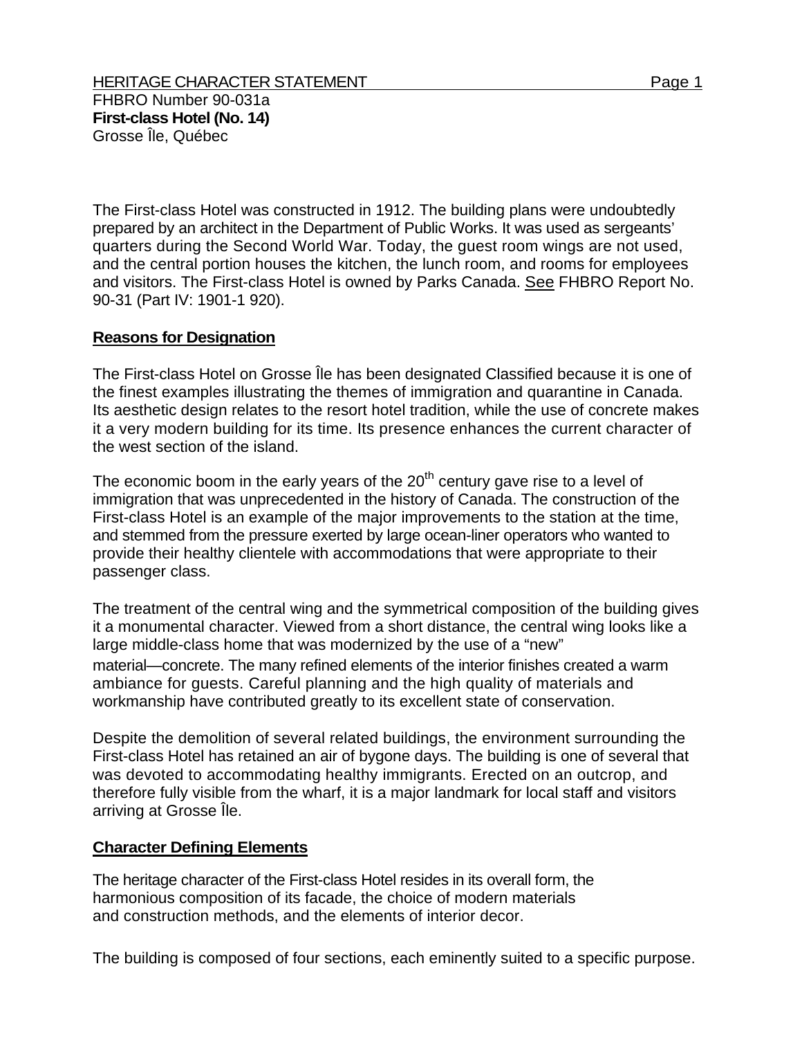FHBRO Number 90-031a
**First-class Hotel (No. 14)**
Grosse Île, Québec

The First-class Hotel was constructed in 1912. The building plans were undoubtedly prepared by an architect in the Department of Public Works. It was used as sergeants' quarters during the Second World War. Today, the guest room wings are not used, and the central portion houses the kitchen, the lunch room, and rooms for employees and visitors. The First-class Hotel is owned by Parks Canada. See FHBRO Report No. 90-31 (Part IV: 1901-1 920).

## Reasons for Designation

The First-class Hotel on Grosse Île has been designated Classified because it is one of the finest examples illustrating the themes of immigration and quarantine in Canada. Its aesthetic design relates to the resort hotel tradition, while the use of concrete makes it a very modern building for its time. Its presence enhances the current character of the west section of the island.

The economic boom in the early years of the 20th century gave rise to a level of immigration that was unprecedented in the history of Canada. The construction of the First-class Hotel is an example of the major improvements to the station at the time, and stemmed from the pressure exerted by large ocean-liner operators who wanted to provide their healthy clientele with accommodations that were appropriate to their passenger class.

The treatment of the central wing and the symmetrical composition of the building gives it a monumental character. Viewed from a short distance, the central wing looks like a large middle-class home that was modernized by the use of a "new" material—concrete. The many refined elements of the interior finishes created a warm ambiance for guests. Careful planning and the high quality of materials and workmanship have contributed greatly to its excellent state of conservation.

Despite the demolition of several related buildings, the environment surrounding the First-class Hotel has retained an air of bygone days. The building is one of several that was devoted to accommodating healthy immigrants. Erected on an outcrop, and therefore fully visible from the wharf, it is a major landmark for local staff and visitors arriving at Grosse Île.

## Character Defining Elements

The heritage character of the First-class Hotel resides in its overall form, the harmonious composition of its facade, the choice of modern materials and construction methods, and the elements of interior decor.

The building is composed of four sections, each eminently suited to a specific purpose.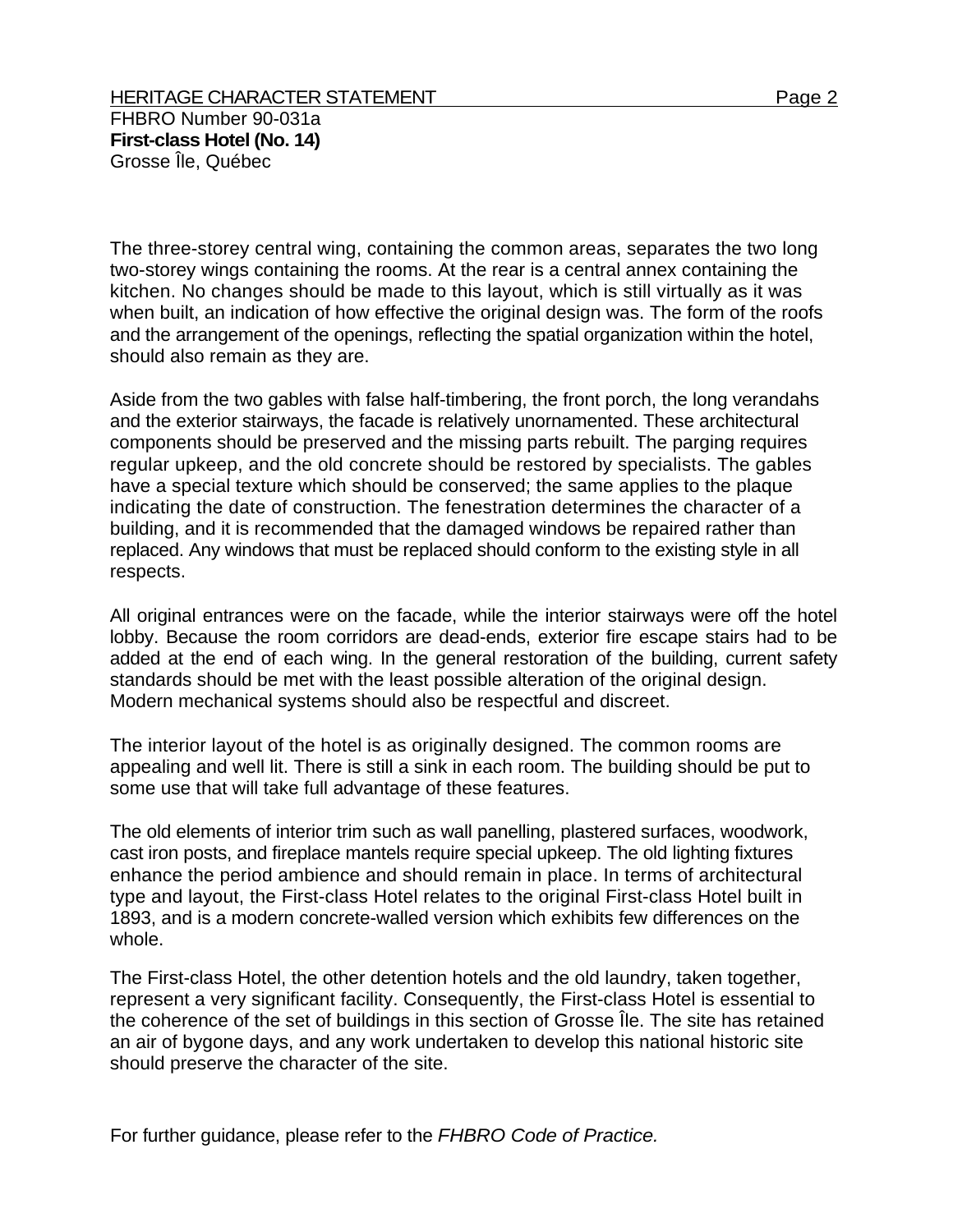The three-storey central wing, containing the common areas, separates the two long two-storey wings containing the rooms. At the rear is a central annex containing the kitchen. No changes should be made to this layout, which is still virtually as it was when built, an indication of how effective the original design was. The form of the roofs and the arrangement of the openings, reflecting the spatial organization within the hotel, should also remain as they are.

Aside from the two gables with false half-timbering, the front porch, the long verandahs and the exterior stairways, the facade is relatively unornamented. These architectural components should be preserved and the missing parts rebuilt. The parging requires regular upkeep, and the old concrete should be restored by specialists. The gables have a special texture which should be conserved; the same applies to the plaque indicating the date of construction. The fenestration determines the character of a building, and it is recommended that the damaged windows be repaired rather than replaced. Any windows that must be replaced should conform to the existing style in all respects.

All original entrances were on the facade, while the interior stairways were off the hotel lobby. Because the room corridors are dead-ends, exterior fire escape stairs had to be added at the end of each wing. In the general restoration of the building, current safety standards should be met with the least possible alteration of the original design. Modern mechanical systems should also be respectful and discreet.

The interior layout of the hotel is as originally designed. The common rooms are appealing and well lit. There is still a sink in each room. The building should be put to some use that will take full advantage of these features.

The old elements of interior trim such as wall panelling, plastered surfaces, woodwork, cast iron posts, and fireplace mantels require special upkeep. The old lighting fixtures enhance the period ambience and should remain in place. In terms of architectural type and layout, the First-class Hotel relates to the original First-class Hotel built in 1893, and is a modern concrete-walled version which exhibits few differences on the whole.

The First-class Hotel, the other detention hotels and the old laundry, taken together, represent a very significant facility. Consequently, the First-class Hotel is essential to the coherence of the set of buildings in this section of Grosse Île. The site has retained an air of bygone days, and any work undertaken to develop this national historic site should preserve the character of the site.

For further guidance, please refer to the *FHBRO Code of Practice.*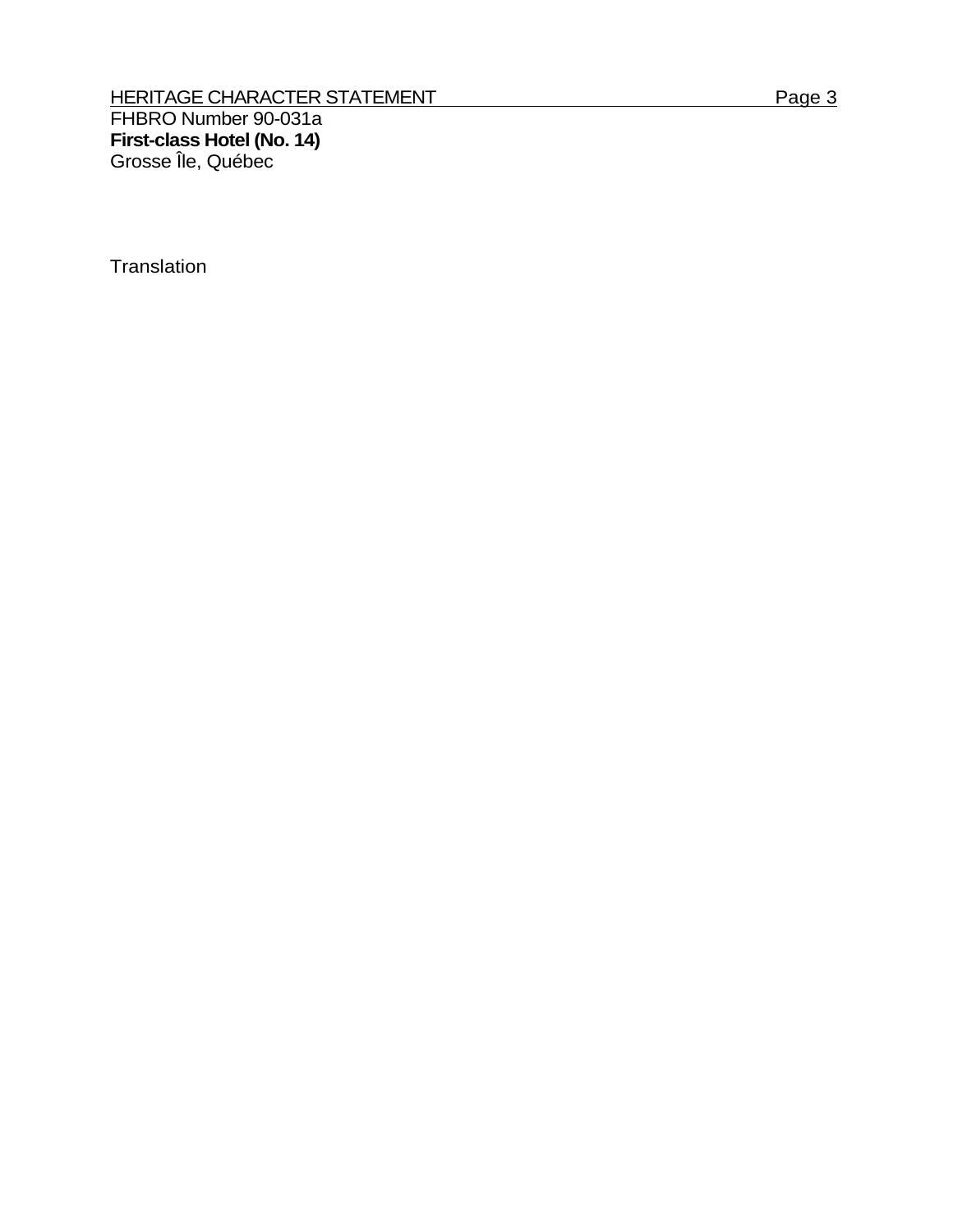Translation